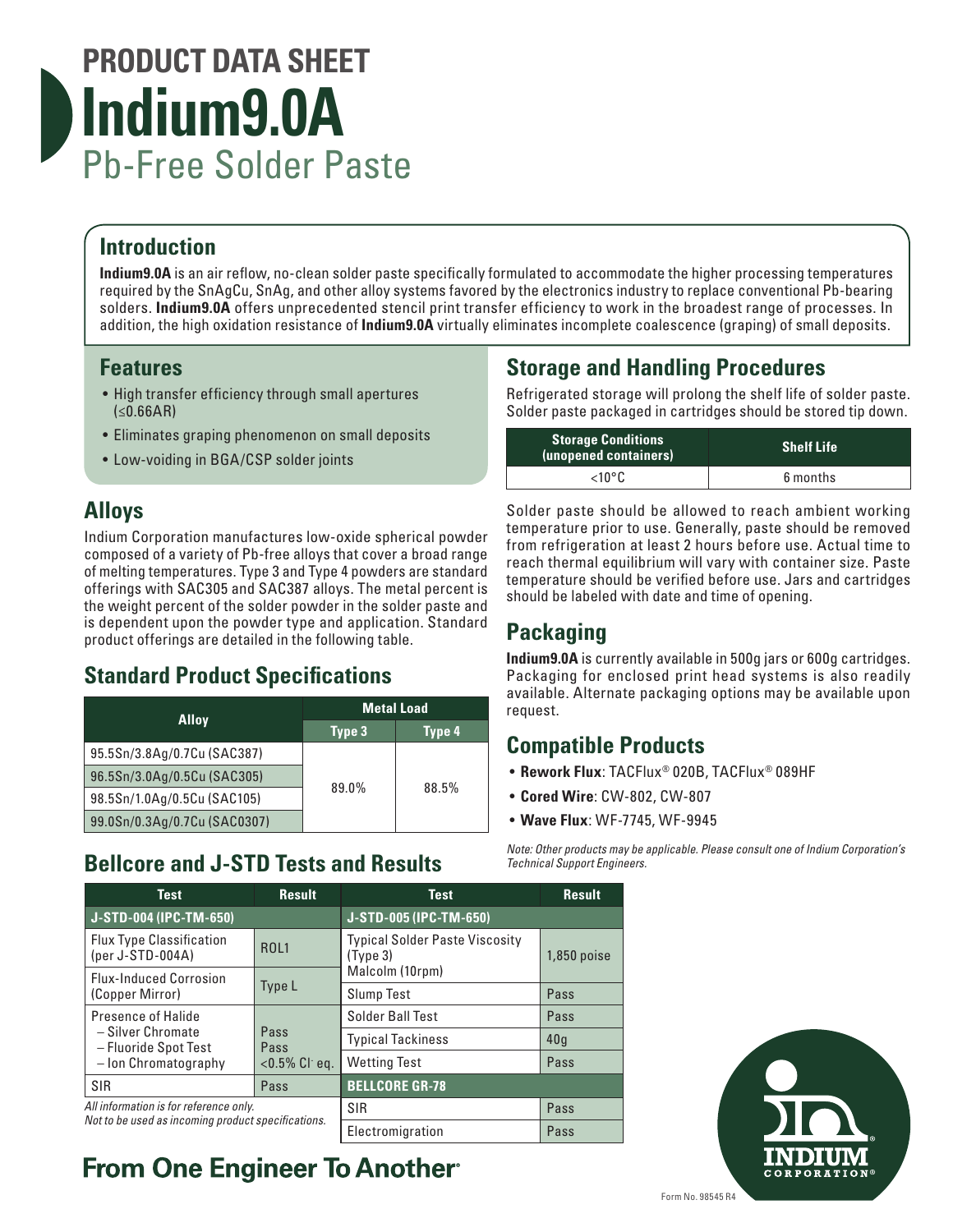# PRODUCT DATA SHEET

# Indium9.0A

## Pb-Free Solder Paste

## Introduction

**Indium9.0A** is an air reflow, no-clean solder paste specifically formulated to accommodate the higher processing temperatures required by the SnAgCu, SnAg, and other alloy systems favored by the electronics industry to replace conventional Pb-bearing solders. **Indium9.0A** offers unprecedented stencil print transfer efficiency to work in the broadest range of processes. In addition, the high oxidation resistance of **Indium9.0A** virtually eliminates incomplete coalescence (graping) of small deposits.

## Features

- High transfer efficiency through small apertures (≤0.66AR)
- Eliminates graping phenomenon on small deposits
- Low-voiding in BGA/CSP solder joints

## Alloys

Indium Corporation manufactures low-oxide spherical powder composed of a variety of Pb-free alloys that cover a broad range of melting temperatures. Type 3 and Type 4 powders are standard offerings with SAC305 and SAC387 alloys. The metal percent is the weight percent of the solder powder in the solder paste and is dependent upon the powder type and application. Standard product offerings are detailed in the following table.

## Standard Product Specifications

| Alloy | Metal Load | |
|---|---|---|
| | Type 3 | Type 4 |
| 95.5Sn/3.8Ag/0.7Cu (SAC387) | 89.0% | 88.5% |
| 96.5Sn/3.0Ag/0.5Cu (SAC305) | | |
| 98.5Sn/1.0Ag/0.5Cu (SAC105) | | |
| 99.0Sn/0.3Ag/0.7Cu (SAC0307) | | |

## Bellcore and J-STD Tests and Results

| Test | Result |
|---|---|
| **J-STD-004 (IPC-TM-650)** | |
| Flux Type Classification (per J-STD-004A) | ROL1 |
| Flux-Induced Corrosion (Copper Mirror) | Type L |
| Presence of Halide – Silver Chromate – Fluoride Spot Test – Ion Chromatography | Pass / Pass / <0.5% Cl⁻ eq. |
| SIR | Pass |

*All information is for reference only. Not to be used as incoming product specifications.*

| Test | Result |
|---|---|
| **J-STD-005 (IPC-TM-650)** | |
| Typical Solder Paste Viscosity (Type 3) Malcolm (10rpm) | 1,850 poise |
| Slump Test | Pass |
| Solder Ball Test | Pass |
| Typical Tackiness | 40g |
| Wetting Test | Pass |
| **BELLCORE GR-78** | |
| SIR | Pass |
| Electromigration | Pass |

## Storage and Handling Procedures

Refrigerated storage will prolong the shelf life of solder paste. Solder paste packaged in cartridges should be stored tip down.

| Storage Conditions (unopened containers) | Shelf Life |
|---|---|
| <10°C | 6 months |

Solder paste should be allowed to reach ambient working temperature prior to use. Generally, paste should be removed from refrigeration at least 2 hours before use. Actual time to reach thermal equilibrium will vary with container size. Paste temperature should be verified before use. Jars and cartridges should be labeled with date and time of opening.

## Packaging

**Indium9.0A** is currently available in 500g jars or 600g cartridges. Packaging for enclosed print head systems is also readily available. Alternate packaging options may be available upon request.

## Compatible Products

- **Rework Flux**: TACFlux® 020B, TACFlux® 089HF
- **Cored Wire**: CW-802, CW-807
- **Wave Flux**: WF-7745, WF-9945

*Note: Other products may be applicable. Please consult one of Indium Corporation's Technical Support Engineers.*

**From One Engineer To Another®**

Form No. 98545 R4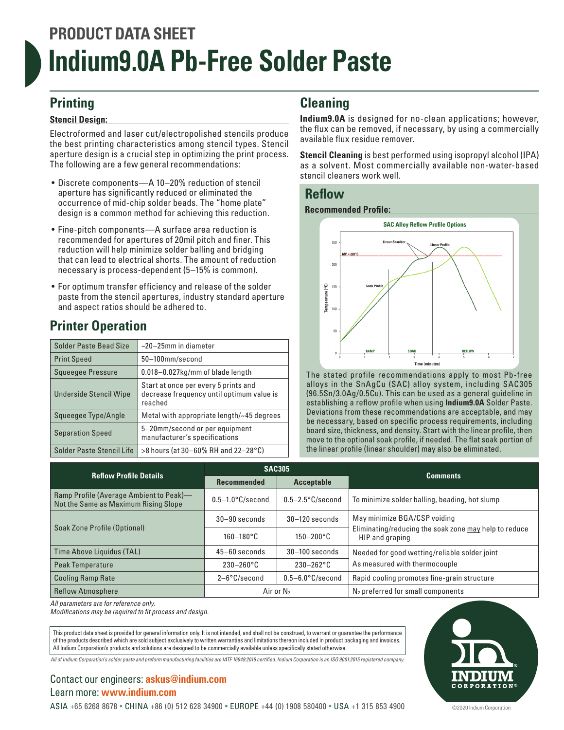# PRODUCT DATA SHEET
# Indium9.0A Pb-Free Solder Paste

## Printing

### Stencil Design:

Electroformed and laser cut/electropolished stencils produce the best printing characteristics among stencil types. Stencil aperture design is a crucial step in optimizing the print process. The following are a few general recommendations:

- Discrete components—A 10–20% reduction of stencil aperture has significantly reduced or eliminated the occurrence of mid-chip solder beads. The "home plate" design is a common method for achieving this reduction.
- Fine-pitch components—A surface area reduction is recommended for apertures of 20mil pitch and finer. This reduction will help minimize solder balling and bridging that can lead to electrical shorts. The amount of reduction necessary is process-dependent (5–15% is common).
- For optimum transfer efficiency and release of the solder paste from the stencil apertures, industry standard aperture and aspect ratios should be adhered to.

## Printer Operation

| | |
|---|---|
| Solder Paste Bead Size | ~20–25mm in diameter |
| Print Speed | 50–100mm/second |
| Squeegee Pressure | 0.018–0.027kg/mm of blade length |
| Underside Stencil Wipe | Start at once per every 5 prints and decrease frequency until optimum value is reached |
| Squeegee Type/Angle | Metal with appropriate length/~45 degrees |
| Separation Speed | 5–20mm/second or per equipment manufacturer's specifications |
| Solder Paste Stencil Life | >8 hours (at 30–60% RH and 22–28°C) |

## Cleaning

**Indium9.0A** is designed for no-clean applications; however, the flux can be removed, if necessary, by using a commercially available flux residue remover.

**Stencil Cleaning** is best performed using isopropyl alcohol (IPA) as a solvent. Most commercially available non-water-based stencil cleaners work well.

## Reflow

### Recommended Profile:

SAC Alloy Reflow Profile Options

Linear Shoulder
Linear Profile
MP = 220°C
Soak Profile
Temperature (°C)
250
200
150
100
50
0
RAMP
SOAK
REFLOW
0
1
2
3
4
5
6
7
Time (minutes)

The stated profile recommendations apply to most Pb-free alloys in the SnAgCu (SAC) alloy system, including SAC305 (96.5Sn/3.0Ag/0.5Cu). This can be used as a general guideline in establishing a reflow profile when using **Indium9.0A** Solder Paste. Deviations from these recommendations are acceptable, and may be necessary, based on specific process requirements, including board size, thickness, and density. Start with the linear profile, then move to the optional soak profile, if needed. The flat soak portion of the linear profile (linear shoulder) may also be eliminated.

| Reflow Profile Details | SAC305 | | Comments |
|---|---|---|---|
| | Recommended | Acceptable | |
| Ramp Profile (Average Ambient to Peak)—Not the Same as Maximum Rising Slope | 0.5–1.0°C/second | 0.5–2.5°C/second | To minimize solder balling, beading, hot slump |
| Soak Zone Profile (Optional) | 30–90 seconds | 30–120 seconds | May minimize BGA/CSP voiding |
| | 160–180°C | 150–200°C | Eliminating/reducing the soak zone may help to reduce HIP and graping |
| Time Above Liquidus (TAL) | 45–60 seconds | 30–100 seconds | Needed for good wetting/reliable solder joint |
| Peak Temperature | 230–260°C | 230–262°C | As measured with thermocouple |
| Cooling Ramp Rate | 2–6°C/second | 0.5–6.0°C/second | Rapid cooling promotes fine-grain structure |
| Reflow Atmosphere | Air or $N_2$ | | $N_2$ preferred for small components |

*All parameters are for reference only.*
*Modifications may be required to fit process and design.*

This product data sheet is provided for general information only. It is not intended, and shall not be construed, to warrant or guarantee the performance of the products described which are sold subject exclusively to written warranties and limitations thereon included in product packaging and invoices. All Indium Corporation's products and solutions are designed to be commercially available unless specifically stated otherwise.

*All of Indium Corporation's solder paste and preform manufacturing facilities are IATF 16949:2016 certified. Indium Corporation is an ISO 9001:2015 registered company.*

Contact our engineers: **askus@indium.com**
Learn more: **www.indium.com**

ASIA +65 6268 8678 • CHINA +86 (0) 512 628 34900 • EUROPE +44 (0) 1908 580400 • USA +1 315 853 4900

INDIUM CORPORATION®

©2020 Indium Corporation